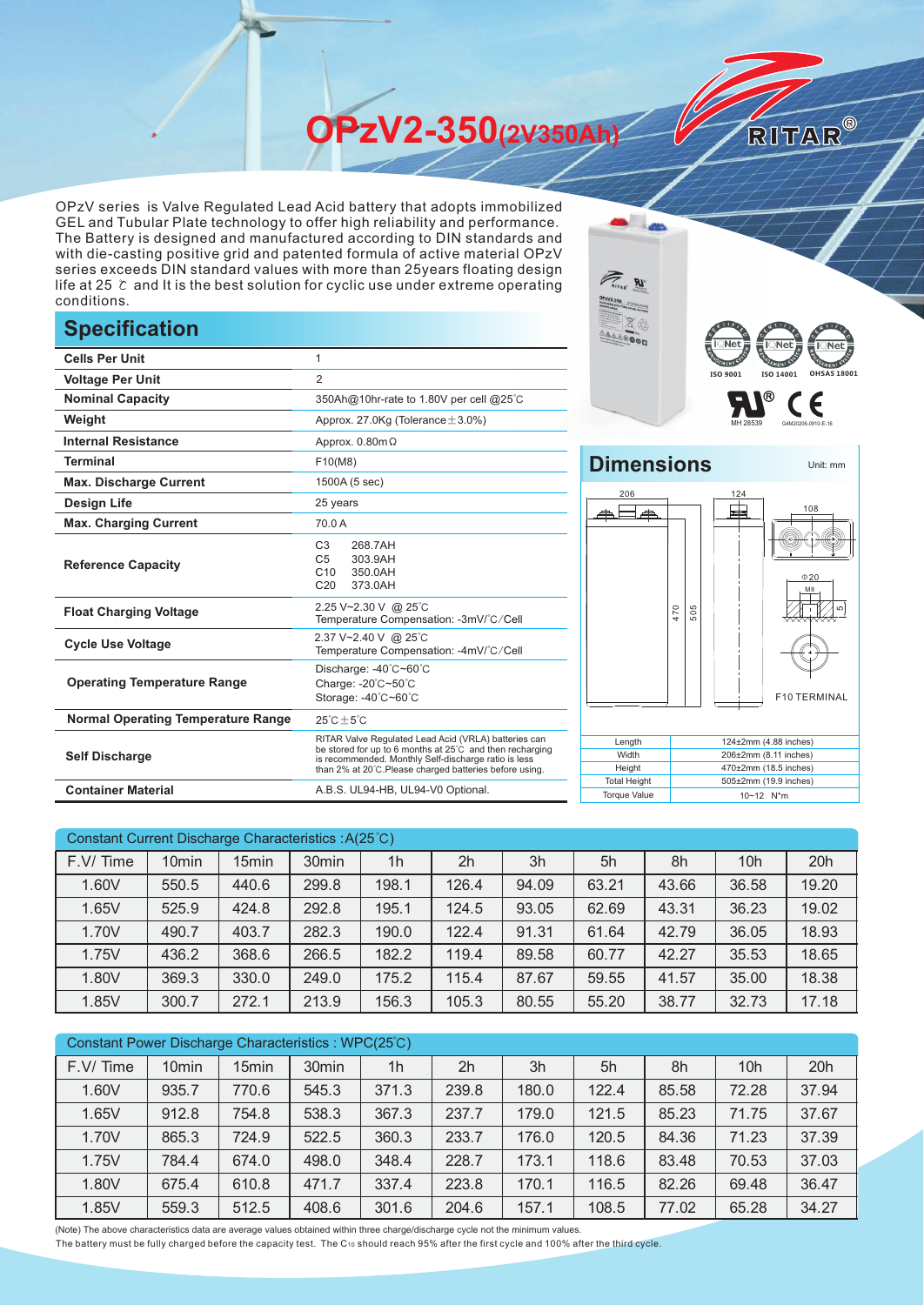# OPzV2-350(2V350Ah)

RITAR®

OPzV series is Valve Regulated Lead Acid battery that adopts immobilized GEL and Tubular Plate technology to offer high reliability and performance. The Battery is designed and manufactured according to DIN standards and with die-casting positive grid and patented formula of active material OPzV series exceeds DIN standard values with more than 25years floating design life at 25 ℃ and It is the best solution for cyclic use under extreme operating conditions.

ISO 9001 ISO 14001 OHSAS 18001

MH 28539 G4M20206-0910-E-16

## Specification

| | |
|---|---|
| **Cells Per Unit** | 1 |
| **Voltage Per Unit** | 2 |
| **Nominal Capacity** | 350Ah@10hr-rate to 1.80V per cell @25℃ |
| **Weight** | Approx. 27.0Kg (Tolerance±3.0%) |
| **Internal Resistance** | Approx. 0.80mΩ |
| **Terminal** | F10(M8) |
| **Max. Discharge Current** | 1500A (5 sec) |
| **Design Life** | 25 years |
| **Max. Charging Current** | 70.0 A |
| **Reference Capacity** | C3 268.7AH<br>C5 303.9AH<br>C10 350.0AH<br>C20 373.0AH |
| **Float Charging Voltage** | 2.25 V~2.30 V @ 25℃<br>Temperature Compensation: -3mV/℃/Cell |
| **Cycle Use Voltage** | 2.37 V~2.40 V @ 25℃<br>Temperature Compensation: -4mV/℃/Cell |
| **Operating Temperature Range** | Discharge: -40℃~60℃<br>Charge: -20℃~50℃<br>Storage: -40℃~60℃ |
| **Normal Operating Temperature Range** | 25℃±5℃ |
| **Self Discharge** | RITAR Valve Regulated Lead Acid (VRLA) batteries can be stored for up to 6 months at 25℃ and then recharging is recommended. Monthly Self-discharge ratio is less than 2% at 20℃.Please charged batteries before using. |
| **Container Material** | A.B.S. UL94-HB, UL94-V0 Optional. |

## Dimensions

Unit: mm

206, 124, 108, 470, 505, Φ20, M8, F10 TERMINAL

| | |
|---|---|
| Length | 124±2mm (4.88 inches) |
| Width | 206±2mm (8.11 inches) |
| Height | 470±2mm (18.5 inches) |
| Total Height | 505±2mm (19.9 inches) |
| Torque Value | 10~12 N*m |

Constant Current Discharge Characteristics : A(25℃)

| F.V/ Time | 10min | 15min | 30min | 1h | 2h | 3h | 5h | 8h | 10h | 20h |
|---|---|---|---|---|---|---|---|---|---|---|
| 1.60V | 550.5 | 440.6 | 299.8 | 198.1 | 126.4 | 94.09 | 63.21 | 43.66 | 36.58 | 19.20 |
| 1.65V | 525.9 | 424.8 | 292.8 | 195.1 | 124.5 | 93.05 | 62.69 | 43.31 | 36.23 | 19.02 |
| 1.70V | 490.7 | 403.7 | 282.3 | 190.0 | 122.4 | 91.31 | 61.64 | 42.79 | 36.05 | 18.93 |
| 1.75V | 436.2 | 368.6 | 266.5 | 182.2 | 119.4 | 89.58 | 60.77 | 42.27 | 35.53 | 18.65 |
| 1.80V | 369.3 | 330.0 | 249.0 | 175.2 | 115.4 | 87.67 | 59.55 | 41.57 | 35.00 | 18.38 |
| 1.85V | 300.7 | 272.1 | 213.9 | 156.3 | 105.3 | 80.55 | 55.20 | 38.77 | 32.73 | 17.18 |

Constant Power Discharge Characteristics : WPC(25℃)

| F.V/ Time | 10min | 15min | 30min | 1h | 2h | 3h | 5h | 8h | 10h | 20h |
|---|---|---|---|---|---|---|---|---|---|---|
| 1.60V | 935.7 | 770.6 | 545.3 | 371.3 | 239.8 | 180.0 | 122.4 | 85.58 | 72.28 | 37.94 |
| 1.65V | 912.8 | 754.8 | 538.3 | 367.3 | 237.7 | 179.0 | 121.5 | 85.23 | 71.75 | 37.67 |
| 1.70V | 865.3 | 724.9 | 522.5 | 360.3 | 233.7 | 176.0 | 120.5 | 84.36 | 71.23 | 37.39 |
| 1.75V | 784.4 | 674.0 | 498.0 | 348.4 | 228.7 | 173.1 | 118.6 | 83.48 | 70.53 | 37.03 |
| 1.80V | 675.4 | 610.8 | 471.7 | 337.4 | 223.8 | 170.1 | 116.5 | 82.26 | 69.48 | 36.47 |
| 1.85V | 559.3 | 512.5 | 408.6 | 301.6 | 204.6 | 157.1 | 108.5 | 77.02 | 65.28 | 34.27 |

(Note) The above characteristics data are average values obtained within three charge/discharge cycle not the minimum values.
The battery must be fully charged before the capacity test. The $C_{10}$ should reach 95% after the first cycle and 100% after the third cycle.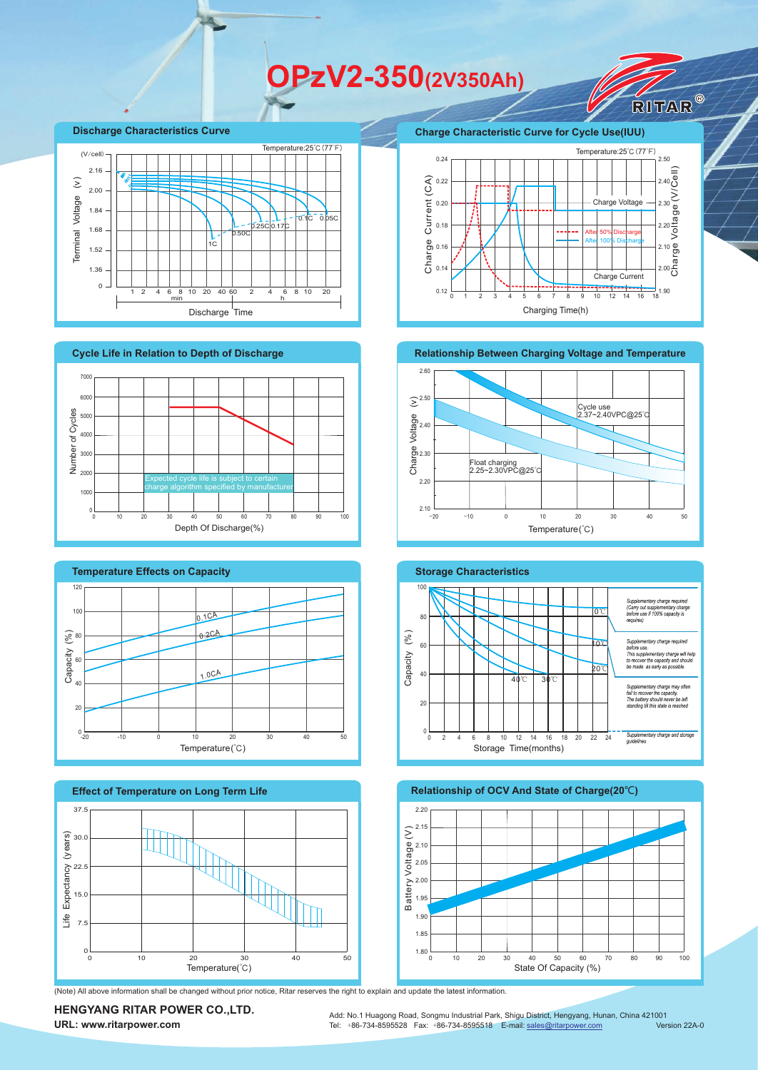# OPzV2-350(2V350Ah)

RITAR®

## Discharge Characteristics Curve

Temperature:25℃(77℉)

(V/cell)

Terminal Voltage (v)

2.16
2.00
1.84
1.68
1.52
1.36
0

1C
0.50C
0.25C
0.17C
0.1C
0.05C

1 2 4 6 8 10 20 40 60 2 4 6 8 10 20

min h

Discharge Time

## Charge Characteristic Curve for Cycle Use(IUU)

Temperature:25℃(77℉)

Charge Current (CA)

0.24
0.22
0.20
0.18
0.16
0.14
0.12

Charge Voltage (V/Cell)

2.50
2.40
2.30
2.20
2.10
2.00
1.90

Charge Voltage

After 50% Discharge

After 100% Discharge

Charge Current

0 1 2 3 4 5 6 7 8 9 10 12 14 16 18

Charging Time(h)

## Cycle Life in Relation to Depth of Discharge

Number of Cycles

7000
6000
5000
4000
3000
2000
1000
0

Expected cycle life is subject to certain charge algorithm specified by manufacturer

0 10 20 30 40 50 60 70 80 90 100

Depth Of Discharge(%)

## Relationship Between Charging Voltage and Temperature

Charge Voltage (v)

2.60
2.50
2.40
2.30
2.20
2.10

Cycle use
2.37~2.40VPC@25℃

Float charging
2.25~2.30VPC@25℃

−20 −10 0 10 20 30 40 50

Temperature(℃)

## Temperature Effects on Capacity

Capacity (%)

120
100
80
60
40
20
0

0.1CA
0.2CA
1.0CA

-20 -10 0 10 20 30 40 50

Temperature(℃)

## Storage Characteristics

Capacity (%)

100
80
60
40
20
0

0℃
10℃
20℃
40℃
30℃

*Supplementary charge required (Carry out supplementary charge before use if 100% capacity is requires)*

*Supplementary charge required before use. This supplementary charge will help to recover the capacity and should be made as early as possible.*

*Supplementary charge may often fail to recover the capacity. The battery should never be left standing till this state is reached*

*Supplementary charge and storage guidelines*

0 2 4 6 8 10 12 14 16 18 20 22 24

Storage Time(months)

## Effect of Temperature on Long Term Life

Life Expectancy (years)

37.5
30.0
22.5
15.0
7.5
0

0 10 20 30 40 50

Temperature(℃)

## Relationship of OCV And State of Charge(20℃)

Battery Voltage (V)

2.20
2.15
2.10
2.05
2.00
1.95
1.90
1.85
1.80

0 10 20 30 40 50 60 70 80 90 100

State Of Capacity (%)

(Note) All above information shall be changed without prior notice, Ritar reserves the right to explain and update the latest information.

**HENGYANG RITAR POWER CO.,LTD.**

**URL: www.ritarpower.com**

Add: No.1 Huagong Road, Songmu Industrial Park, Shigu District, Hengyang, Hunan, China 421001

Tel: +86-734-8595528 Fax: +86-734-8595518 E-mail: sales@ritarpower.com

Version 22A-0